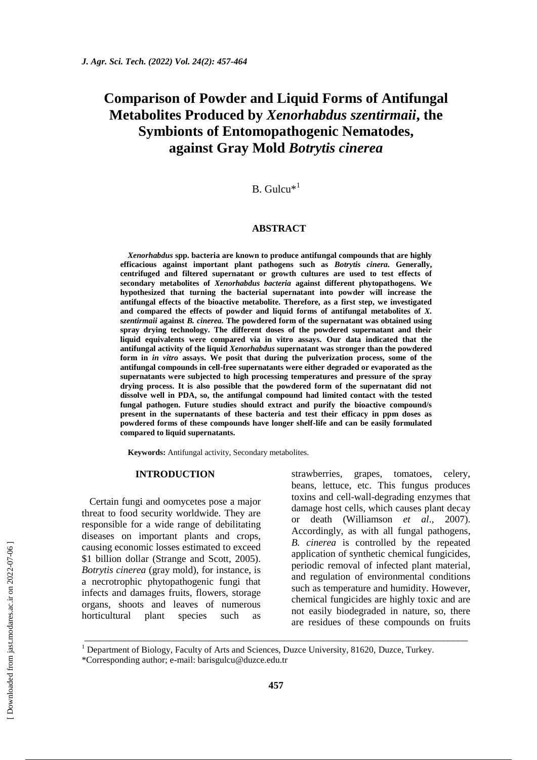# Comparison of Powder and Liquid Forms of Antifungal Metabolites Produced by *Xenorhabdus szentirmaii*, the Symbionts of Entomopathogenic Nematodes, against Gray Mold *Botrytis cinerea*

B. Gulcu*[1]

## ABSTRACT

***Xenorhabdus*** **spp. bacteria are known to produce antifungal compounds that are highly efficacious against important plant pathogens such as *Botrytis cinera.* Generally, centrifuged and filtered supernatant or growth cultures are used to test effects of secondary metabolites of *Xenorhabdus bacteria* against different phytopathogens. We hypothesized that turning the bacterial supernatant into powder will increase the antifungal effects of the bioactive metabolite. Therefore, as a first step, we investigated and compared the effects of powder and liquid forms of antifungal metabolites of *X. szentirmaii* against *B. cinerea.* The powdered form of the supernatant was obtained using spray drying technology. The different doses of the powdered supernatant and their liquid equivalents were compared via in vitro assays. Our data indicated that the antifungal activity of the liquid *Xenorhabdus* supernatant was stronger than the powdered form in *in vitro* assays. We posit that during the pulverization process, some of the antifungal compounds in cell-free supernatants were either degraded or evaporated as the supernatants were subjected to high processing temperatures and pressure of the spray drying process. It is also possible that the powdered form of the supernatant did not dissolve well in PDA, so, the antifungal compound had limited contact with the tested fungal pathogen. Future studies should extract and purify the bioactive compound/s present in the supernatants of these bacteria and test their efficacy in ppm doses as powdered forms of these compounds have longer shelf-life and can be easily formulated compared to liquid supernatants.**

**Keywords:** Antifungal activity, Secondary metabolites.

## INTRODUCTION

Certain fungi and oomycetes pose a major threat to food security worldwide. They are responsible for a wide range of debilitating diseases on important plants and crops, causing economic losses estimated to exceed \$1 billion dollar (Strange and Scott, 2005). *Botrytis cinerea* (gray mold), for instance, is a necrotrophic phytopathogenic fungi that infects and damages fruits, flowers, storage organs, shoots and leaves of numerous horticultural plant species such as strawberries, grapes, tomatoes, celery, beans, lettuce, etc. This fungus produces toxins and cell-wall-degrading enzymes that damage host cells, which causes plant decay or death (Williamson *et al*., 2007). Accordingly, as with all fungal pathogens, *B. cinerea* is controlled by the repeated application of synthetic chemical fungicides, periodic removal of infected plant material, and regulation of environmental conditions such as temperature and humidity. However, chemical fungicides are highly toxic and are not easily biodegraded in nature, so, there are residues of these compounds on fruits

---

[1] Department of Biology, Faculty of Arts and Sciences, Duzce University, 81620, Duzce, Turkey.

*Corresponding author; e-mail: barisgulcu@duzce.edu.tr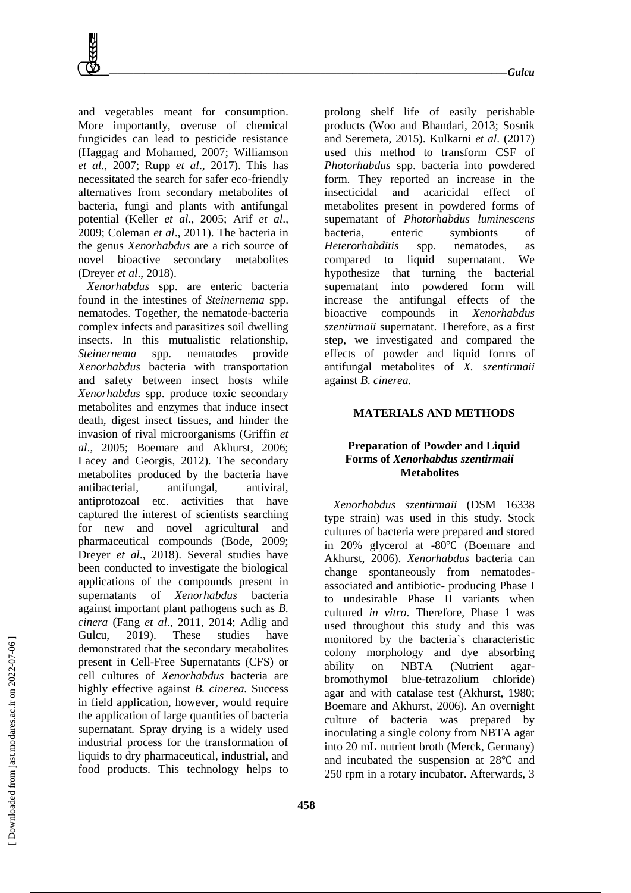and vegetables meant for consumption. More importantly, overuse of chemical fungicides can lead to pesticide resistance (Haggag and Mohamed, 2007; Williamson *et al*., 2007; Rupp *et al*., 2017). This has necessitated the search for safer eco-friendly alternatives from secondary metabolites of bacteria, fungi and plants with antifungal potential (Keller *et al*., 2005; Arif *et al*., 2009; Coleman *et al*., 2011). The bacteria in the genus *Xenorhabdus* are a rich source of novel bioactive secondary metabolites (Dreyer *et al*., 2018).

*Xenorhabdus* spp. are enteric bacteria found in the intestines of *Steinernema* spp. nematodes. Together, the nematode-bacteria complex infects and parasitizes soil dwelling insects. In this mutualistic relationship, *Steinernema* spp. nematodes provide *Xenorhabdus* bacteria with transportation and safety between insect hosts while *Xenorhabdus* spp. produce toxic secondary metabolites and enzymes that induce insect death, digest insect tissues, and hinder the invasion of rival microorganisms (Griffin *et al*., 2005; Boemare and Akhurst, 2006; Lacey and Georgis, 2012). The secondary metabolites produced by the bacteria have antibacterial, antifungal, antiviral, antiprotozoal etc. activities that have captured the interest of scientists searching for new and novel agricultural and pharmaceutical compounds (Bode, 2009; Dreyer *et al*., 2018). Several studies have been conducted to investigate the biological applications of the compounds present in supernatants of *Xenorhabdus* bacteria against important plant pathogens such as *B. cinera* (Fang *et al*., 2011, 2014; Adlig and Gulcu, 2019). These studies have demonstrated that the secondary metabolites present in Cell-Free Supernatants (CFS) or cell cultures of *Xenorhabdus* bacteria are highly effective against *B. cinerea.* Success in field application, however, would require the application of large quantities of bacteria supernatant*.* Spray drying is a widely used industrial process for the transformation of liquids to dry pharmaceutical, industrial, and food products. This technology helps to prolong shelf life of easily perishable products (Woo and Bhandari, 2013; Sosnik and Seremeta, 2015). Kulkarni *et al*. (2017) used this method to transform CSF of *Photorhabdus* spp. bacteria into powdered form. They reported an increase in the insecticidal and acaricidal effect of metabolites present in powdered forms of supernatant of *Photorhabdus luminescens* bacteria, enteric symbionts of *Heterorhabditis* spp. nematodes, as compared to liquid supernatant. We hypothesize that turning the bacterial supernatant into powdered form will increase the antifungal effects of the bioactive compounds in *Xenorhabdus szentirmaii* supernatant. Therefore, as a first step, we investigated and compared the effects of powder and liquid forms of antifungal metabolites of *X.* s*zentirmaii* against *B. cinerea.*

## MATERIALS AND METHODS

### Preparation of Powder and Liquid Forms of *Xenorhabdus szentirmaii* Metabolites

*Xenorhabdus szentirmaii* (DSM 16338 type strain) was used in this study. Stock cultures of bacteria were prepared and stored in 20% glycerol at -80℃ (Boemare and Akhurst, 2006). *Xenorhabdus* bacteria can change spontaneously from nematodes-associated and antibiotic- producing Phase I to undesirable Phase II variants when cultured *in vitro*. Therefore, Phase 1 was used throughout this study and this was monitored by the bacteria`s characteristic colony morphology and dye absorbing ability on NBTA (Nutrient agar-bromothymol blue-tetrazolium chloride) agar and with catalase test (Akhurst, 1980; Boemare and Akhurst, 2006). An overnight culture of bacteria was prepared by inoculating a single colony from NBTA agar into 20 mL nutrient broth (Merck, Germany) and incubated the suspension at 28℃ and 250 rpm in a rotary incubator. Afterwards, 3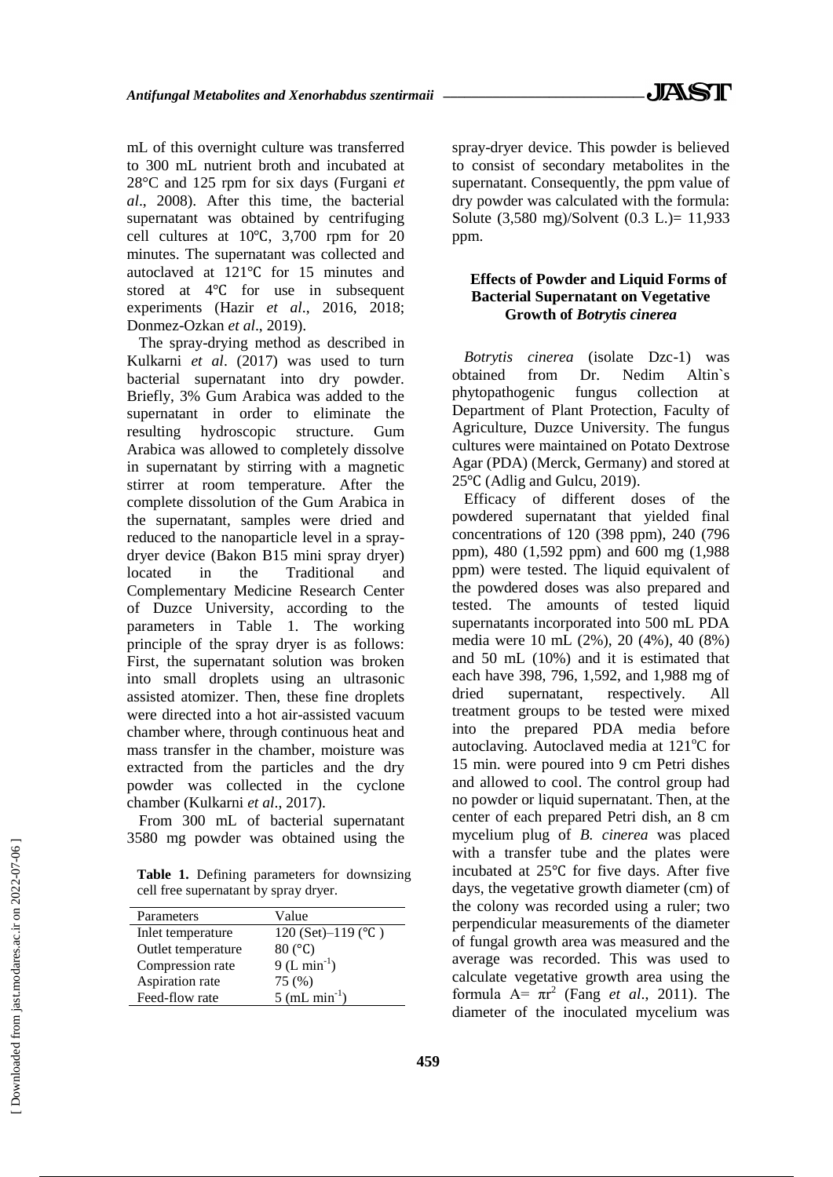mL of this overnight culture was transferred to 300 mL nutrient broth and incubated at 28°C and 125 rpm for six days (Furgani *et al*., 2008). After this time, the bacterial supernatant was obtained by centrifuging cell cultures at 10℃, 3,700 rpm for 20 minutes. The supernatant was collected and autoclaved at 121℃ for 15 minutes and stored at 4℃ for use in subsequent experiments (Hazir *et al*., 2016, 2018; Donmez-Ozkan *et al*., 2019).

The spray-drying method as described in Kulkarni *et al*. (2017) was used to turn bacterial supernatant into dry powder. Briefly, 3% Gum Arabica was added to the supernatant in order to eliminate the resulting hydroscopic structure. Gum Arabica was allowed to completely dissolve in supernatant by stirring with a magnetic stirrer at room temperature. After the complete dissolution of the Gum Arabica in the supernatant, samples were dried and reduced to the nanoparticle level in a spray-dryer device (Bakon B15 mini spray dryer) located in the Traditional and Complementary Medicine Research Center of Duzce University, according to the parameters in Table 1. The working principle of the spray dryer is as follows: First, the supernatant solution was broken into small droplets using an ultrasonic assisted atomizer. Then, these fine droplets were directed into a hot air-assisted vacuum chamber where, through continuous heat and mass transfer in the chamber, moisture was extracted from the particles and the dry powder was collected in the cyclone chamber (Kulkarni *et al*., 2017).

From 300 mL of bacterial supernatant 3580 mg powder was obtained using the spray-dryer device. This powder is believed to consist of secondary metabolites in the supernatant. Consequently, the ppm value of dry powder was calculated with the formula: Solute (3,580 mg)/Solvent (0.3 L.)= 11,933 ppm.

**Table 1.** Defining parameters for downsizing cell free supernatant by spray dryer.

| Parameters | Value |
|---|---|
| Inlet temperature | 120 (Set)–119 (℃ ) |
| Outlet temperature | 80 (°C) |
| Compression rate | 9 (L $min^{-1}$) |
| Aspiration rate | 75 (%) |
| Feed-flow rate | 5 (mL $min^{-1}$) |

### Effects of Powder and Liquid Forms of Bacterial Supernatant on Vegetative Growth of *Botrytis cinerea*

*Botrytis cinerea* (isolate Dzc-1) was obtained from Dr. Nedim Altin`s phytopathogenic fungus collection at Department of Plant Protection, Faculty of Agriculture, Duzce University. The fungus cultures were maintained on Potato Dextrose Agar (PDA) (Merck, Germany) and stored at 25℃ (Adlig and Gulcu, 2019).

Efficacy of different doses of the powdered supernatant that yielded final concentrations of 120 (398 ppm), 240 (796 ppm), 480 (1,592 ppm) and 600 mg (1,988 ppm) were tested. The liquid equivalent of the powdered doses was also prepared and tested. The amounts of tested liquid supernatants incorporated into 500 mL PDA media were 10 mL (2%), 20 (4%), 40 (8%) and 50 mL (10%) and it is estimated that each have 398, 796, 1,592, and 1,988 mg of dried supernatant, respectively. All treatment groups to be tested were mixed into the prepared PDA media before autoclaving. Autoclaved media at 121°C for 15 min. were poured into 9 cm Petri dishes and allowed to cool. The control group had no powder or liquid supernatant. Then, at the center of each prepared Petri dish, an 8 cm mycelium plug of *B. cinerea* was placed with a transfer tube and the plates were incubated at 25℃ for five days. After five days, the vegetative growth diameter (cm) of the colony was recorded using a ruler; two perpendicular measurements of the diameter of fungal growth area was measured and the average was recorded. This was used to calculate vegetative growth area using the formula $A = \pi r^2$ (Fang *et al*., 2011). The diameter of the inoculated mycelium was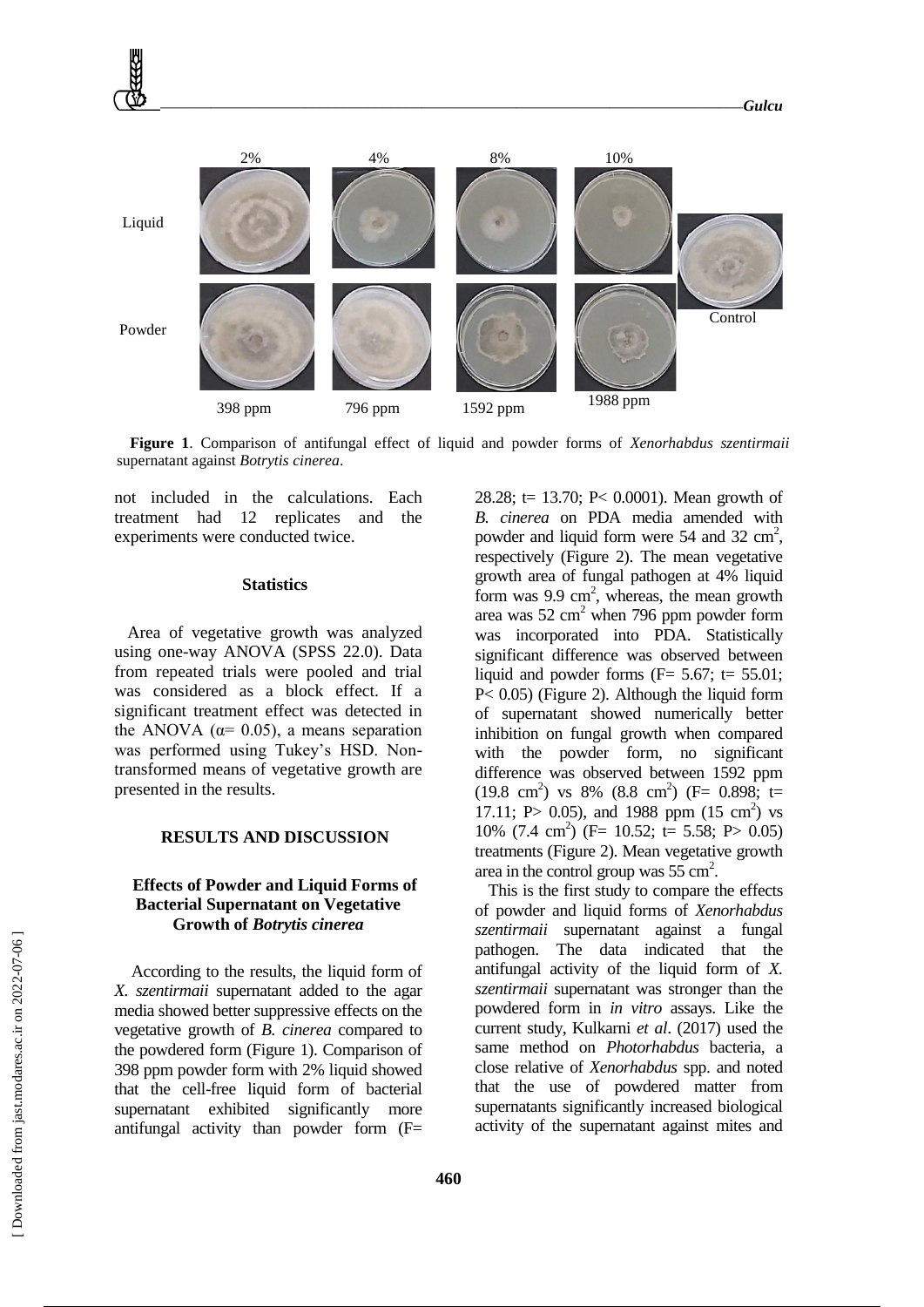Figure 1. Comparison of antifungal effect of liquid and powder forms of *Xenorhabdus szentirmaii* supernatant against *Botrytis cinerea*.

not included in the calculations. Each treatment had 12 replicates and the experiments were conducted twice.

### Statistics

Area of vegetative growth was analyzed using one-way ANOVA (SPSS 22.0). Data from repeated trials were pooled and trial was considered as a block effect. If a significant treatment effect was detected in the ANOVA ($\alpha$= 0.05), a means separation was performed using Tukey's HSD. Non-transformed means of vegetative growth are presented in the results.

## RESULTS AND DISCUSSION

### Effects of Powder and Liquid Forms of Bacterial Supernatant on Vegetative Growth of *Botrytis cinerea*

According to the results, the liquid form of *X. szentirmaii* supernatant added to the agar media showed better suppressive effects on the vegetative growth of *B. cinerea* compared to the powdered form (Figure 1). Comparison of 398 ppm powder form with 2% liquid showed that the cell-free liquid form of bacterial supernatant exhibited significantly more antifungal activity than powder form ($F$= 28.28; $t$= 13.70; $P<$ 0.0001). Mean growth of *B. cinerea* on PDA media amended with powder and liquid form were 54 and 32 cm$^2$, respectively (Figure 2). The mean vegetative growth area of fungal pathogen at 4% liquid form was 9.9 cm$^2$, whereas, the mean growth area was 52 cm$^2$ when 796 ppm powder form was incorporated into PDA. Statistically significant difference was observed between liquid and powder forms ($F$= 5.67; $t$= 55.01; $P<$ 0.05) (Figure 2). Although the liquid form of supernatant showed numerically better inhibition on fungal growth when compared with the powder form, no significant difference was observed between 1592 ppm (19.8 cm$^2$) vs 8% (8.8 cm$^2$) ($F$= 0.898; $t$= 17.11; $P>$ 0.05), and 1988 ppm (15 cm$^2$) vs 10% (7.4 cm$^2$) ($F$= 10.52; $t$= 5.58; $P>$ 0.05) treatments (Figure 2). Mean vegetative growth area in the control group was 55 cm$^2$.

This is the first study to compare the effects of powder and liquid forms of *Xenorhabdus szentirmaii* supernatant against a fungal pathogen. The data indicated that the antifungal activity of the liquid form of *X. szentirmaii* supernatant was stronger than the powdered form in *in vitro* assays. Like the current study, Kulkarni *et al*. (2017) used the same method on *Photorhabdus* bacteria, a close relative of *Xenorhabdus* spp. and noted that the use of powdered matter from supernatants significantly increased biological activity of the supernatant against mites and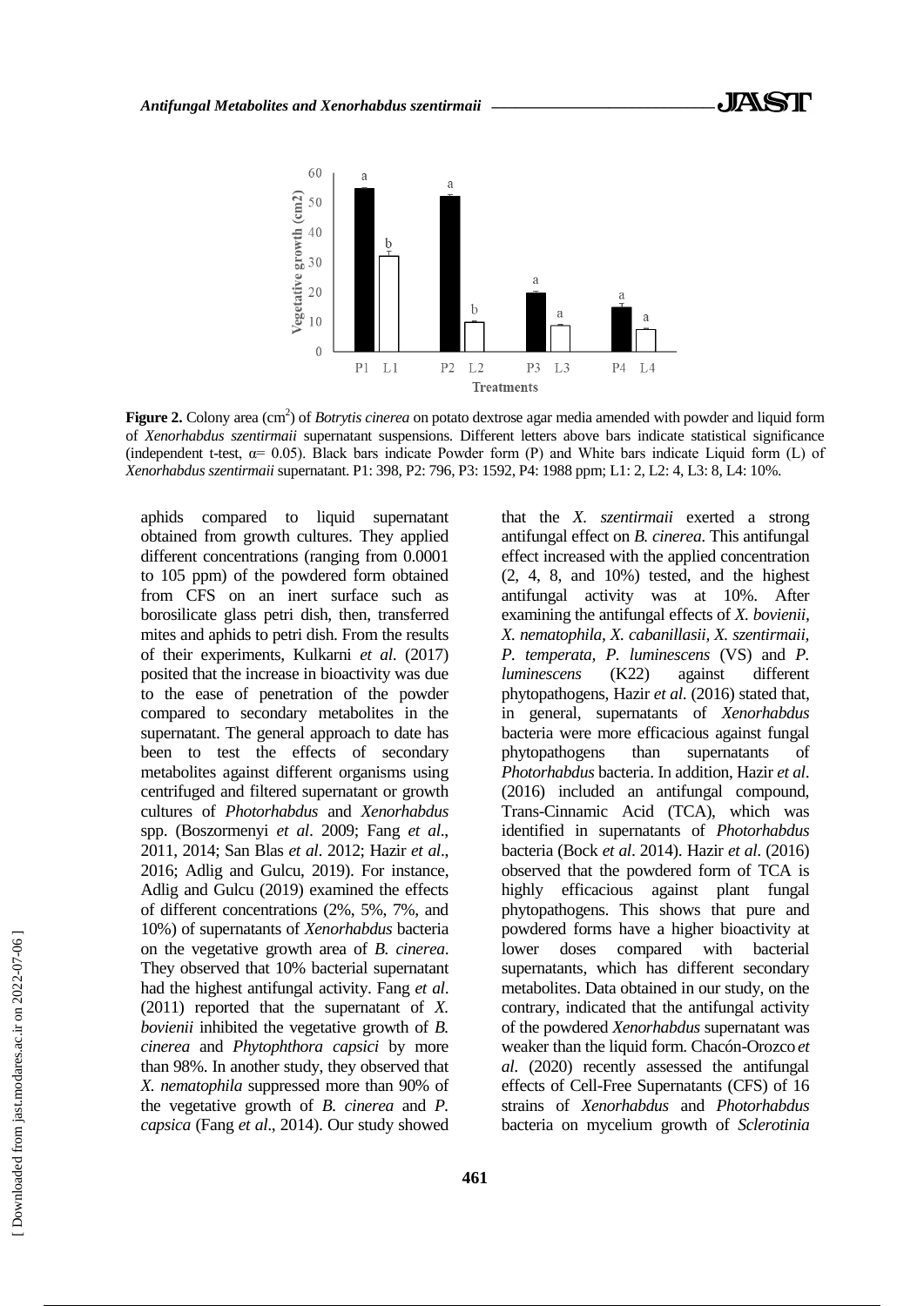**Figure 2.** Colony area ($cm^2$) of *Botrytis cinerea* on potato dextrose agar media amended with powder and liquid form of *Xenorhabdus szentirmaii* supernatant suspensions. Different letters above bars indicate statistical significance (independent t-test, $\alpha$= 0.05). Black bars indicate Powder form (P) and White bars indicate Liquid form (L) of *Xenorhabdus szentirmaii* supernatant. P1: 398, P2: 796, P3: 1592, P4: 1988 ppm; L1: 2, L2: 4, L3: 8, L4: 10%.

aphids compared to liquid supernatant obtained from growth cultures. They applied different concentrations (ranging from 0.0001 to 105 ppm) of the powdered form obtained from CFS on an inert surface such as borosilicate glass petri dish, then, transferred mites and aphids to petri dish. From the results of their experiments, Kulkarni *et al.* (2017) posited that the increase in bioactivity was due to the ease of penetration of the powder compared to secondary metabolites in the supernatant. The general approach to date has been to test the effects of secondary metabolites against different organisms using centrifuged and filtered supernatant or growth cultures of *Photorhabdus* and *Xenorhabdus* spp. (Boszormenyi *et al*. 2009; Fang *et al*., 2011, 2014; San Blas *et al*. 2012; Hazir *et al*., 2016; Adlig and Gulcu, 2019). For instance, Adlig and Gulcu (2019) examined the effects of different concentrations (2%, 5%, 7%, and 10%) of supernatants of *Xenorhabdus* bacteria on the vegetative growth area of *B. cinerea*. They observed that 10% bacterial supernatant had the highest antifungal activity. Fang *et al*. (2011) reported that the supernatant of *X. bovienii* inhibited the vegetative growth of *B. cinerea* and *Phytophthora capsici* by more than 98%. In another study, they observed that *X. nematophila* suppressed more than 90% of the vegetative growth of *B. cinerea* and *P. capsica* (Fang *et al*., 2014). Our study showed that the *X. szentirmaii* exerted a strong antifungal effect on *B. cinerea*. This antifungal effect increased with the applied concentration (2, 4, 8, and 10%) tested, and the highest antifungal activity was at 10%. After examining the antifungal effects of *X. bovienii, X. nematophila, X. cabanillasii, X. szentirmaii, P. temperata, P. luminescens* (VS) and *P. luminescens* (K22) against different phytopathogens, Hazir *et al*. (2016) stated that, in general, supernatants of *Xenorhabdus* bacteria were more efficacious against fungal phytopathogens than supernatants of *Photorhabdus* bacteria. In addition, Hazir *et al*. (2016) included an antifungal compound, Trans-Cinnamic Acid (TCA), which was identified in supernatants of *Photorhabdus* bacteria (Bock *et al*. 2014). Hazir *et al*. (2016) observed that the powdered form of TCA is highly efficacious against plant fungal phytopathogens. This shows that pure and powdered forms have a higher bioactivity at lower doses compared with bacterial supernatants, which has different secondary metabolites. Data obtained in our study, on the contrary, indicated that the antifungal activity of the powdered *Xenorhabdus* supernatant was weaker than the liquid form. Chacón-Orozco *et al*. (2020) recently assessed the antifungal effects of Cell-Free Supernatants (CFS) of 16 strains of *Xenorhabdus* and *Photorhabdus* bacteria on mycelium growth of *Sclerotinia*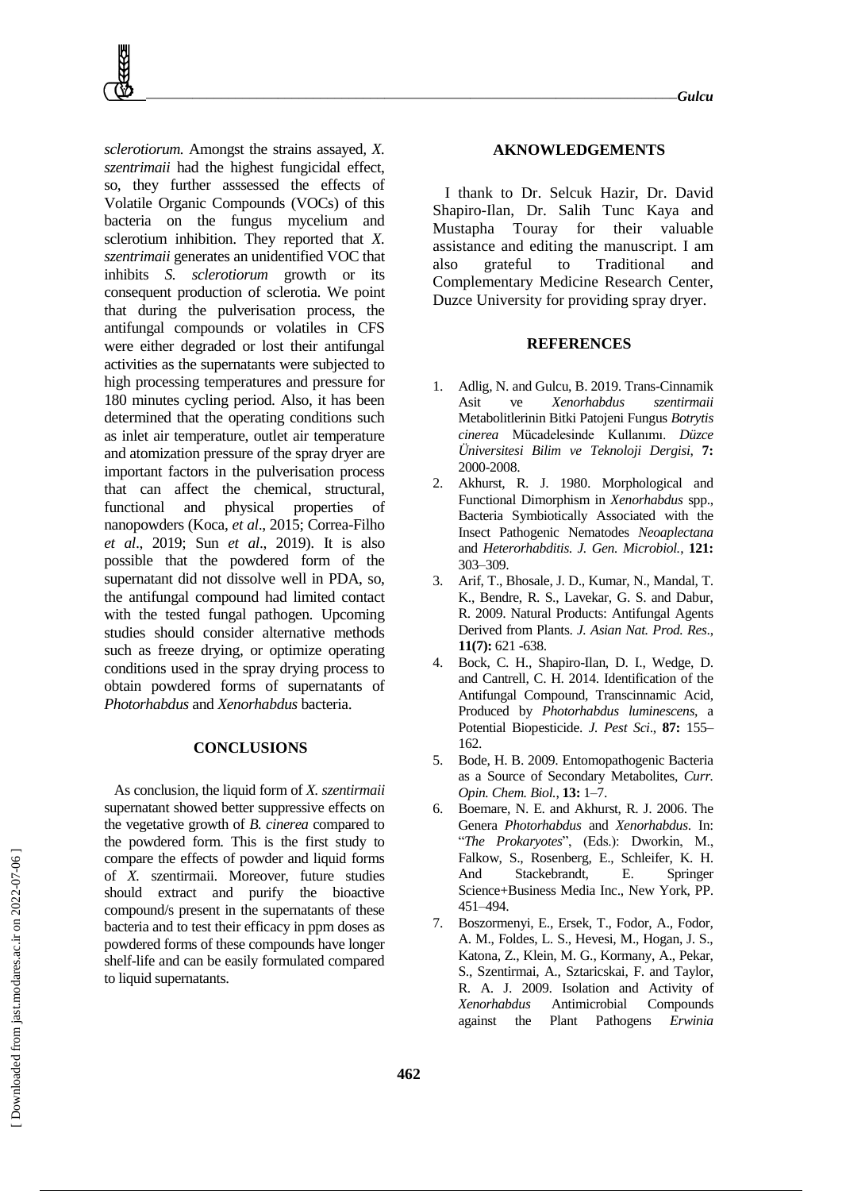*sclerotiorum.* Amongst the strains assayed, *X. szentrimaii* had the highest fungicidal effect, so, they further asssessed the effects of Volatile Organic Compounds (VOCs) of this bacteria on the fungus mycelium and sclerotium inhibition. They reported that *X. szentrimaii* generates an unidentified VOC that inhibits *S. sclerotiorum* growth or its consequent production of sclerotia. We point that during the pulverisation process, the antifungal compounds or volatiles in CFS were either degraded or lost their antifungal activities as the supernatants were subjected to high processing temperatures and pressure for 180 minutes cycling period. Also, it has been determined that the operating conditions such as inlet air temperature, outlet air temperature and atomization pressure of the spray dryer are important factors in the pulverisation process that can affect the chemical, structural, functional and physical properties of nanopowders (Koca, *et al*., 2015; Correa-Filho *et al*., 2019; Sun *et al*., 2019). It is also possible that the powdered form of the supernatant did not dissolve well in PDA, so, the antifungal compound had limited contact with the tested fungal pathogen. Upcoming studies should consider alternative methods such as freeze drying, or optimize operating conditions used in the spray drying process to obtain powdered forms of supernatants of *Photorhabdus* and *Xenorhabdus* bacteria.

## CONCLUSIONS

As conclusion, the liquid form of *X. szentirmaii* supernatant showed better suppressive effects on the vegetative growth of *B. cinerea* compared to the powdered form. This is the first study to compare the effects of powder and liquid forms of *X.* szentirmaii. Moreover, future studies should extract and purify the bioactive compound/s present in the supernatants of these bacteria and to test their efficacy in ppm doses as powdered forms of these compounds have longer shelf-life and can be easily formulated compared to liquid supernatants.

## AKNOWLEDGEMENTS

I thank to Dr. Selcuk Hazir, Dr. David Shapiro-Ilan, Dr. Salih Tunc Kaya and Mustapha Touray for their valuable assistance and editing the manuscript. I am also grateful to Traditional and Complementary Medicine Research Center, Duzce University for providing spray dryer.

## REFERENCES

1. Adlig, N. and Gulcu, B. 2019. Trans-Cinnamik Asit ve *Xenorhabdus szentirmaii* Metabolitlerinin Bitki Patojeni Fungus *Botrytis cinerea* Mücadelesinde Kullanımı. *Düzce Üniversitesi Bilim ve Teknoloji Dergisi*, **7:** 2000-2008.
2. Akhurst, R. J. 1980. Morphological and Functional Dimorphism in *Xenorhabdus* spp., Bacteria Symbiotically Associated with the Insect Pathogenic Nematodes *Neoaplectana* and *Heterorhabditis. J. Gen. Microbiol.*, **121:** 303–309.
3. Arif, T., Bhosale, J. D., Kumar, N., Mandal, T. K., Bendre, R. S., Lavekar, G. S. and Dabur, R. 2009. Natural Products: Antifungal Agents Derived from Plants. *J. Asian Nat. Prod. Res*., **11(7):** 621 -638.
4. Bock, C. H., Shapiro-Ilan, D. I., Wedge, D. and Cantrell, C. H. 2014. Identification of the Antifungal Compound, Transcinnamic Acid, Produced by *Photorhabdus luminescens*, a Potential Biopesticide. *J. Pest Sci*., **87:** 155–162.
5. Bode, H. B. 2009. Entomopathogenic Bacteria as a Source of Secondary Metabolites, *Curr. Opin. Chem. Biol.*, **13:** 1–7.
6. Boemare, N. E. and Akhurst, R. J. 2006. The Genera *Photorhabdus* and *Xenorhabdus*. In: "*The Prokaryotes*", (Eds.): Dworkin, M., Falkow, S., Rosenberg, E., Schleifer, K. H. And Stackebrandt, E. Springer Science+Business Media Inc., New York, PP. 451–494.
7. Boszormenyi, E., Ersek, T., Fodor, A., Fodor, A. M., Foldes, L. S., Hevesi, M., Hogan, J. S., Katona, Z., Klein, M. G., Kormany, A., Pekar, S., Szentirmai, A., Sztaricskai, F. and Taylor, R. A. J. 2009. Isolation and Activity of *Xenorhabdus* Antimicrobial Compounds against the Plant Pathogens *Erwinia*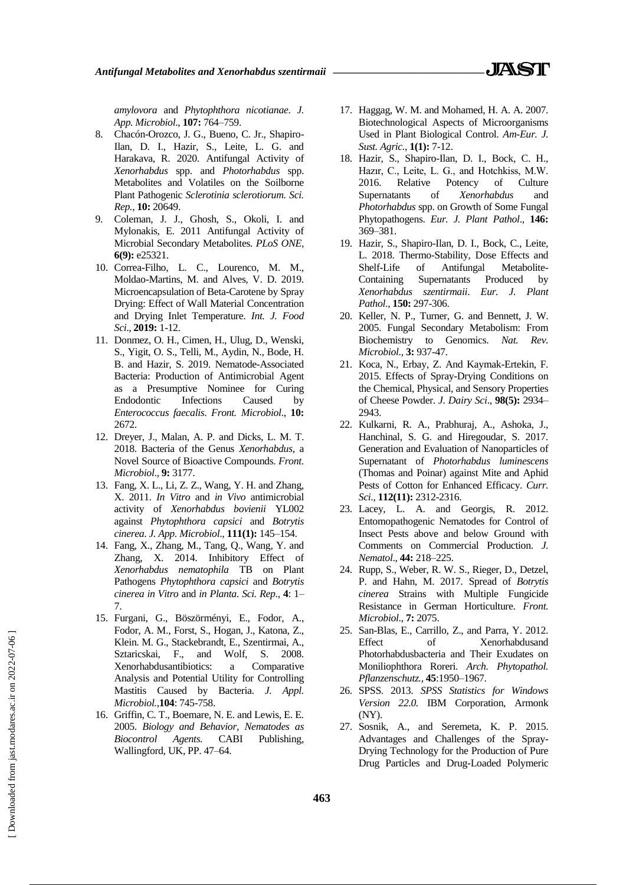*amylovora* and *Phytophthora nicotianae*. *J. App. Microbiol*., **107:** 764–759.

8. Chacón-Orozco, J. G., Bueno, C. Jr., Shapiro-Ilan, D. I., Hazir, S., Leite, L. G. and Harakava, R. 2020. Antifungal Activity of *Xenorhabdus* spp. and *Photorhabdus* spp. Metabolites and Volatiles on the Soilborne Plant Pathogenic *Sclerotinia sclerotiorum*. *Sci. Rep.*, **10:** 20649.
9. Coleman, J. J., Ghosh, S., Okoli, I. and Mylonakis, E. 2011 Antifungal Activity of Microbial Secondary Metabolites. *PLoS ONE*, **6(9):** e25321.
10. Correa-Filho, L. C., Lourenco, M. M., Moldao-Martins, M. and Alves, V. D. 2019. Microencapsulation of Beta-Carotene by Spray Drying: Effect of Wall Material Concentration and Drying Inlet Temperature. *Int. J. Food Sci*., **2019:** 1-12.
11. Donmez, O. H., Cimen, H., Ulug, D., Wenski, S., Yigit, O. S., Telli, M., Aydin, N., Bode, H. B. and Hazir, S. 2019. Nematode-Associated Bacteria: Production of Antimicrobial Agent as a Presumptive Nominee for Curing Endodontic Infections Caused by *Enterococcus faecalis*. *Front. Microbiol*., **10:** 2672.
12. Dreyer, J., Malan, A. P. and Dicks, L. M. T. 2018. Bacteria of the Genus *Xenorhabdus*, a Novel Source of Bioactive Compounds. *Front. Microbiol*., **9:** 3177.
13. Fang, X. L., Li, Z. Z., Wang, Y. H. and Zhang, X. 2011. *In Vitro* and *in Vivo* antimicrobial activity of *Xenorhabdus bovienii* YL002 against *Phytophthora capsici* and *Botrytis cinerea*. *J. App. Microbiol*., **111(1):** 145–154.
14. Fang, X., Zhang, M., Tang, Q., Wang, Y. and Zhang, X. 2014. Inhibitory Effect of *Xenorhabdus nematophila* TB on Plant Pathogens *Phytophthora capsici* and *Botrytis cinerea in Vitro* and *in Planta*. *Sci. Rep*., **4**: 1–7.
15. Furgani, G., Böszörményi, E., Fodor, A., Fodor, A. M., Forst, S., Hogan, J., Katona, Z., Klein. M. G., Stackebrandt, E., Szentirmai, A., Sztaricskai, F., and Wolf, S. 2008. Xenorhabdusantibiotics: a Comparative Analysis and Potential Utility for Controlling Mastitis Caused by Bacteria. *J. Appl. Microbiol.*,**104**: 745-758.
16. Griffin, C. T., Boemare, N. E. and Lewis, E. E. 2005. *Biology and Behavior, Nematodes as Biocontrol Agents.* CABI Publishing, Wallingford, UK, PP. 47–64.
17. Haggag, W. M. and Mohamed, H. A. A. 2007. Biotechnological Aspects of Microorganisms Used in Plant Biological Control. *Am-Eur. J. Sust. Agric*., **1(1):** 7-12.
18. Hazir, S., Shapiro-Ilan, D. I., Bock, C. H., Hazır, C., Leite, L. G., and Hotchkiss, M.W. 2016. Relative Potency of Culture Supernatants of *Xenorhabdus* and *Photorhabdus* spp. on Growth of Some Fungal Phytopathogens. *Eur. J. Plant Pathol*., **146:** 369–381.
19. Hazir, S., Shapiro-Ilan, D. I., Bock, C., Leite, L. 2018. Thermo-Stability, Dose Effects and Shelf-Life of Antifungal Metabolite-Containing Supernatants Produced by *Xenorhabdus szentirmaii*. *Eur. J. Plant Pathol*., **150:** 297-306.
20. Keller, N. P., Turner, G. and Bennett, J. W. 2005. Fungal Secondary Metabolism: From Biochemistry to Genomics. *Nat. Rev. Microbiol*., **3:** 937-47.
21. Koca, N., Erbay, Z. And Kaymak-Ertekin, F. 2015. Effects of Spray-Drying Conditions on the Chemical, Physical, and Sensory Properties of Cheese Powder. *J. Dairy Sci*., **98(5):** 2934–2943.
22. Kulkarni, R. A., Prabhuraj, A., Ashoka, J., Hanchinal, S. G. and Hiregoudar, S. 2017. Generation and Evaluation of Nanoparticles of Supernatant of *Photorhabdus luminescens* (Thomas and Poinar) against Mite and Aphid Pests of Cotton for Enhanced Efficacy. *Curr. Sci*., **112(11):** 2312-2316.
23. Lacey, L. A. and Georgis, R. 2012. Entomopathogenic Nematodes for Control of Insect Pests above and below Ground with Comments on Commercial Production. *J. Nematol*., **44:** 218–225.
24. Rupp, S., Weber, R. W. S., Rieger, D., Detzel, P. and Hahn, M. 2017. Spread of *Botrytis cinerea* Strains with Multiple Fungicide Resistance in German Horticulture. *Front. Microbiol*., **7:** 2075.
25. San-Blas, E., Carrillo, Z., and Parra, Y. 2012. Effect of Xenorhabdusand Photorhabdusbacteria and Their Exudates on Moniliophthora Roreri. *Arch. Phytopathol. Pflanzenschutz.*, **45**:1950–1967.
26. SPSS. 2013. *SPSS Statistics for Windows Version 22.0.* IBM Corporation, Armonk (NY).
27. Sosnik, A., and Seremeta, K. P. 2015. Advantages and Challenges of the Spray-Drying Technology for the Production of Pure Drug Particles and Drug-Loaded Polymeric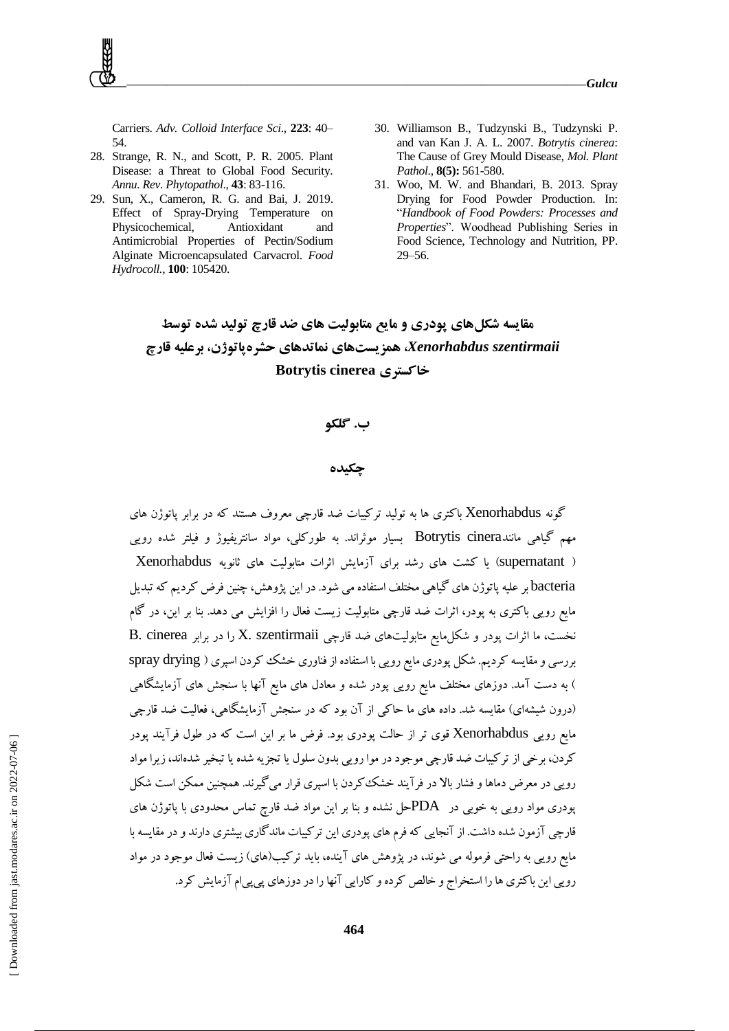Carriers. *Adv. Colloid Interface Sci*., **223**: 40–54.

28. Strange, R. N., and Scott, P. R. 2005. Plant Disease: a Threat to Global Food Security. *Annu. Rev. Phytopathol*., **43**: 83-116.
29. Sun, X., Cameron, R. G. and Bai, J. 2019. Effect of Spray-Drying Temperature on Physicochemical, Antioxidant and Antimicrobial Properties of Pectin/Sodium Alginate Microencapsulated Carvacrol. *Food Hydrocoll.*, **100**: 105420.
30. Williamson B., Tudzynski B., Tudzynski P. and van Kan J. A. L. 2007. *Botrytis cinerea*: The Cause of Grey Mould Disease, *Mol. Plant Pathol*., **8(5):** 561-580.
31. Woo, M. W. and Bhandari, B. 2013. Spray Drying for Food Powder Production. In: "*Handbook of Food Powders: Processes and Properties*". Woodhead Publishing Series in Food Science, Technology and Nutrition, PP. 29–56.

# مقایسه شکل‌های پودری و مایع متابولیت های ضد قارچ تولید شده توسط *Xenorhabdus szentirmaii*، همزیست‌های نماتدهای حشره‌پاتوژن، برعلیه قارچ خاکستری Botrytis cinerea

**ب. گلکو**

## چکیده

گونه Xenorhabdus باکتری ها به تولید ترکیبات ضد قارچی معروف هستند که در برابر پاتوژن های مهم گیاهی مانندBotrytis cinera بسیار موثراند. به طورکلی، مواد سانتریفیوژ و فیلتر شده رویی ( supernatant) یا کشت های رشد برای آزمایش اثرات متابولیت های ثانویه Xenorhabdus bacteria بر علیه پاتوژن های گیاهی مختلف استفاده می شود. در این پژوهش، چنین فرض کردیم که تبدیل مایع رویی باکتری به پودر، اثرات ضد قارچی متابولیت زیست فعال را افزایش می دهد. بنا بر این، در گام نخست، ما اثرات پودر و شکل‌مایع متابولیت‌های ضد قارچی X. szentirmaii را در برابر B. cinerea بررسی و مقایسه کردیم. شکل پودری مایع رویی با استفاده از فناوری خشک کردن اسپری ( spray drying ) به دست آمد. دوزهای مختلف مایع رویی پودر شده و معادل های مایع آنها با سنجش های آزمایشگاهی (درون شیشه‌ای) مقایسه شد. داده های ما حاکی از آن بود که در سنجش آزمایشگاهی، فعالیت ضد قارچی مایع رویی Xenorhabdus قوی تر از حالت پودری بود. فرض ما بر این است که در طول فرآیند پودر کردن، برخی از ترکیبات ضد قارچی موجود در موا رویی بدون سلول یا تجزیه شده یا تبخیر شده‌اند، زیرا مواد رویی در معرض دماها و فشار بالا در فرآیند خشک‌کردن با اسپری قرار می‌گیرند. همچنین ممکن است شکل پودری مواد رویی به خوبی در PDAحل نشده و بنا بر این مواد ضد قارچ تماس محدودی با پاتوژن های قارچی آزمون شده داشت. از آنجایی که فرم های پودری این ترکیبات ماندگاری بیشتری دارند و در مقایسه با مایع رویی به راحتی فرموله می شوند، در پژوهش های آینده، باید ترکیب(های) زیست فعال موجود در مواد رویی این باکتری ها را استخراج و خالص کرده و کارایی آنها را در دوزهای پی‌پی‌ام آزمایش کرد.